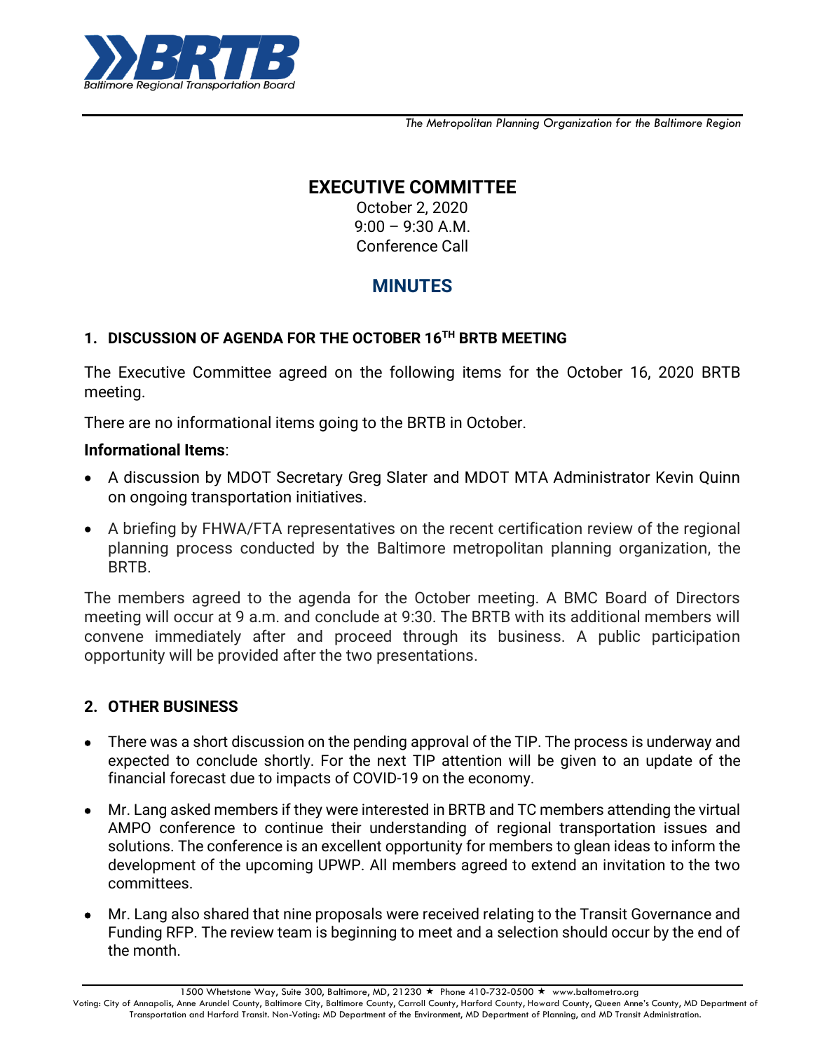**BRTB** Baltimore Regional Transportation Board

*The Metropolitan Planning Organization for the Baltimore Region*

# EXECUTIVE COMMITTEE

October 2, 2020
9:00 – 9:30 A.M.
Conference Call

# MINUTES

## 1. DISCUSSION OF AGENDA FOR THE OCTOBER 16TH BRTB MEETING

The Executive Committee agreed on the following items for the October 16, 2020 BRTB meeting.

There are no informational items going to the BRTB in October.

**Informational Items**:

- A discussion by MDOT Secretary Greg Slater and MDOT MTA Administrator Kevin Quinn on ongoing transportation initiatives.
- A briefing by FHWA/FTA representatives on the recent certification review of the regional planning process conducted by the Baltimore metropolitan planning organization, the BRTB.

The members agreed to the agenda for the October meeting. A BMC Board of Directors meeting will occur at 9 a.m. and conclude at 9:30. The BRTB with its additional members will convene immediately after and proceed through its business. A public participation opportunity will be provided after the two presentations.

## 2. OTHER BUSINESS

- There was a short discussion on the pending approval of the TIP. The process is underway and expected to conclude shortly. For the next TIP attention will be given to an update of the financial forecast due to impacts of COVID-19 on the economy.
- Mr. Lang asked members if they were interested in BRTB and TC members attending the virtual AMPO conference to continue their understanding of regional transportation issues and solutions. The conference is an excellent opportunity for members to glean ideas to inform the development of the upcoming UPWP. All members agreed to extend an invitation to the two committees.
- Mr. Lang also shared that nine proposals were received relating to the Transit Governance and Funding RFP. The review team is beginning to meet and a selection should occur by the end of the month.

1500 Whetstone Way, Suite 300, Baltimore, MD, 21230 ★ Phone 410-732-0500 ★ www.baltometro.org
Voting: City of Annapolis, Anne Arundel County, Baltimore City, Baltimore County, Carroll County, Harford County, Howard County, Queen Anne's County, MD Department of Transportation and Harford Transit. Non-Voting: MD Department of the Environment, MD Department of Planning, and MD Transit Administration.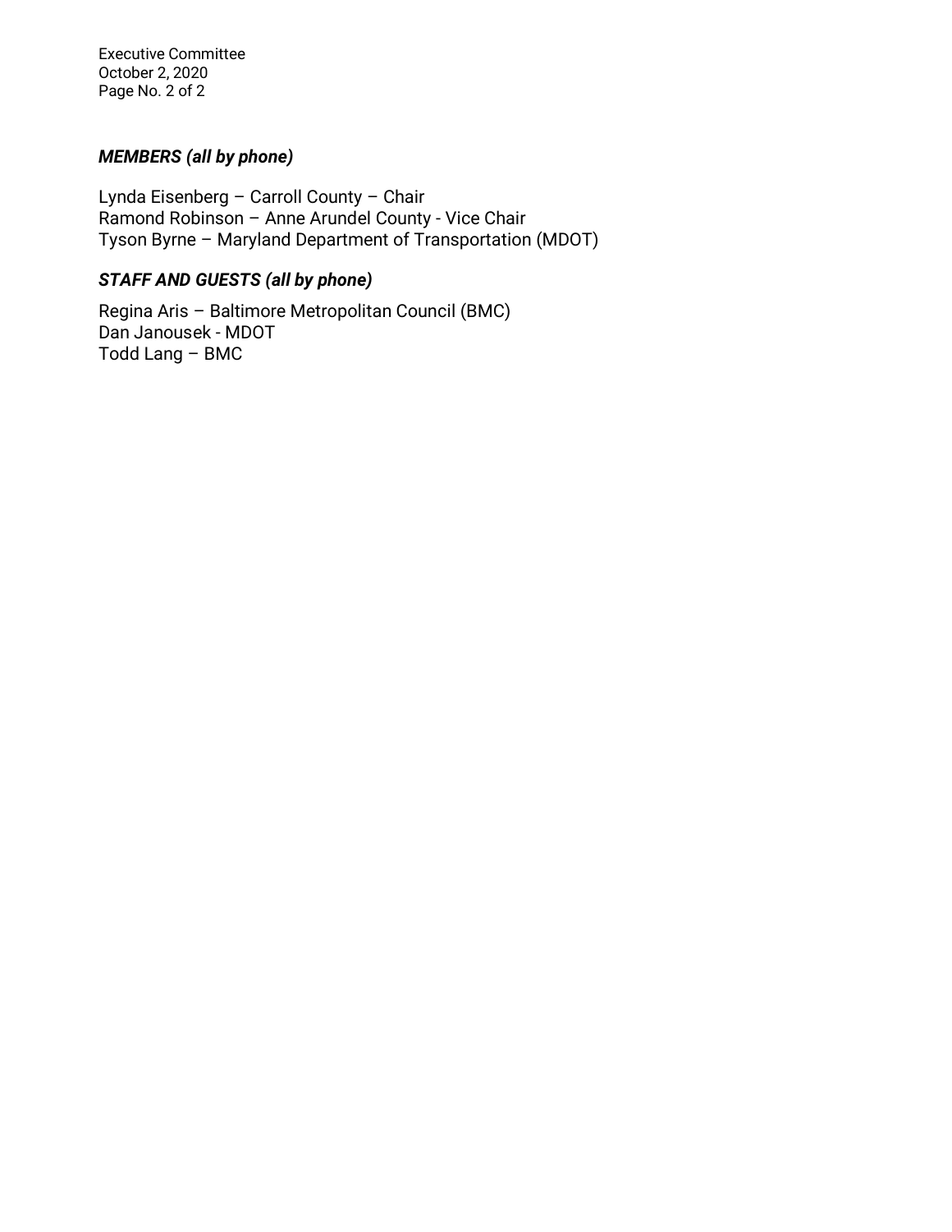### *MEMBERS (all by phone)*

Lynda Eisenberg – Carroll County – Chair
Ramond Robinson – Anne Arundel County - Vice Chair
Tyson Byrne – Maryland Department of Transportation (MDOT)

### *STAFF AND GUESTS (all by phone)*

Regina Aris – Baltimore Metropolitan Council (BMC)
Dan Janousek - MDOT
Todd Lang – BMC